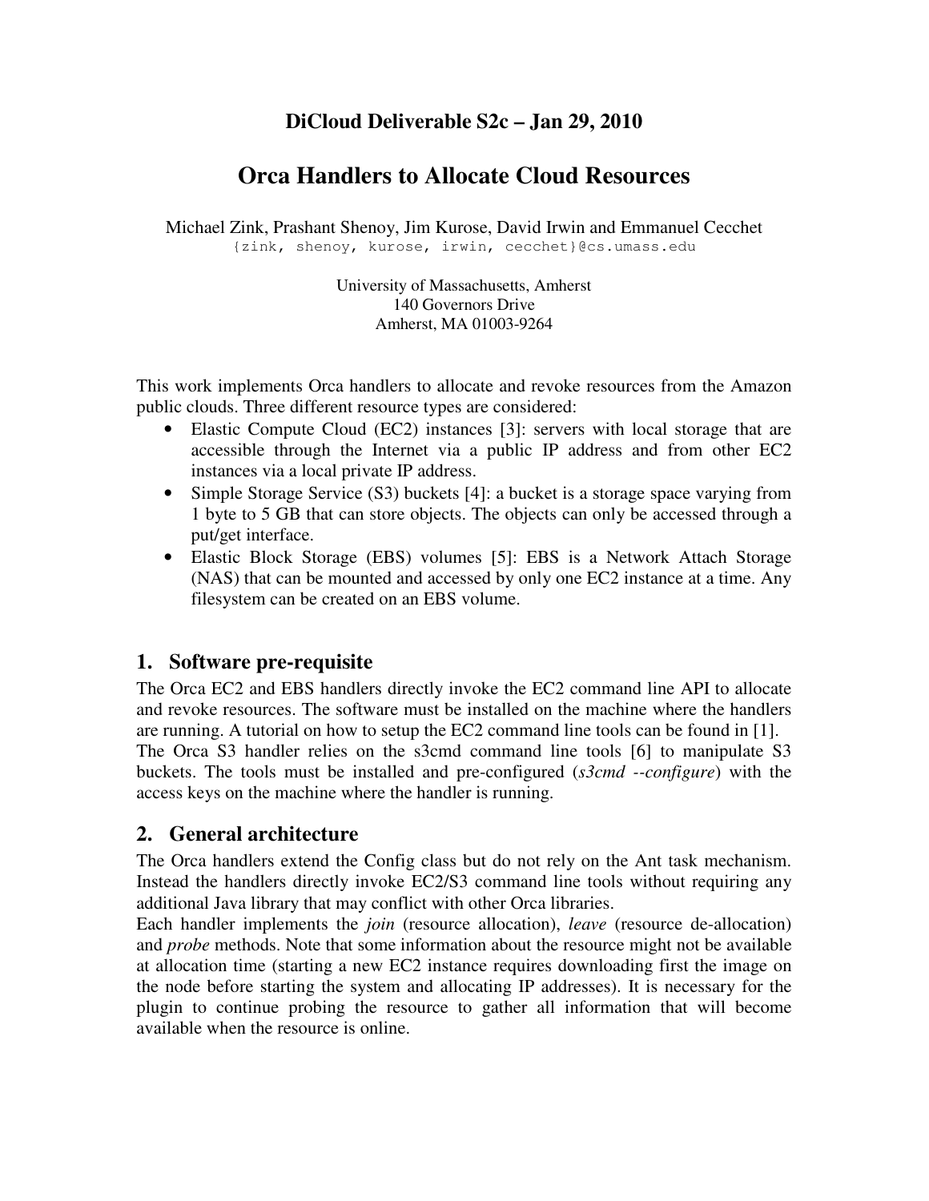## DiCloud Deliverable S2c – Jan 29, 2010

# Orca Handlers to Allocate Cloud Resources

Michael Zink, Prashant Shenoy, Jim Kurose, David Irwin and Emmanuel Cecchet
{zink, shenoy, kurose, irwin, cecchet}@cs.umass.edu

University of Massachusetts, Amherst
140 Governors Drive
Amherst, MA 01003-9264

This work implements Orca handlers to allocate and revoke resources from the Amazon public clouds. Three different resource types are considered:

- Elastic Compute Cloud (EC2) instances [3]: servers with local storage that are accessible through the Internet via a public IP address and from other EC2 instances via a local private IP address.
- Simple Storage Service (S3) buckets [4]: a bucket is a storage space varying from 1 byte to 5 GB that can store objects. The objects can only be accessed through a put/get interface.
- Elastic Block Storage (EBS) volumes [5]: EBS is a Network Attach Storage (NAS) that can be mounted and accessed by only one EC2 instance at a time. Any filesystem can be created on an EBS volume.

## 1. Software pre-requisite

The Orca EC2 and EBS handlers directly invoke the EC2 command line API to allocate and revoke resources. The software must be installed on the machine where the handlers are running. A tutorial on how to setup the EC2 command line tools can be found in [1].
The Orca S3 handler relies on the s3cmd command line tools [6] to manipulate S3 buckets. The tools must be installed and pre-configured (*s3cmd --configure*) with the access keys on the machine where the handler is running.

## 2. General architecture

The Orca handlers extend the Config class but do not rely on the Ant task mechanism. Instead the handlers directly invoke EC2/S3 command line tools without requiring any additional Java library that may conflict with other Orca libraries.
Each handler implements the *join* (resource allocation), *leave* (resource de-allocation) and *probe* methods. Note that some information about the resource might not be available at allocation time (starting a new EC2 instance requires downloading first the image on the node before starting the system and allocating IP addresses). It is necessary for the plugin to continue probing the resource to gather all information that will become available when the resource is online.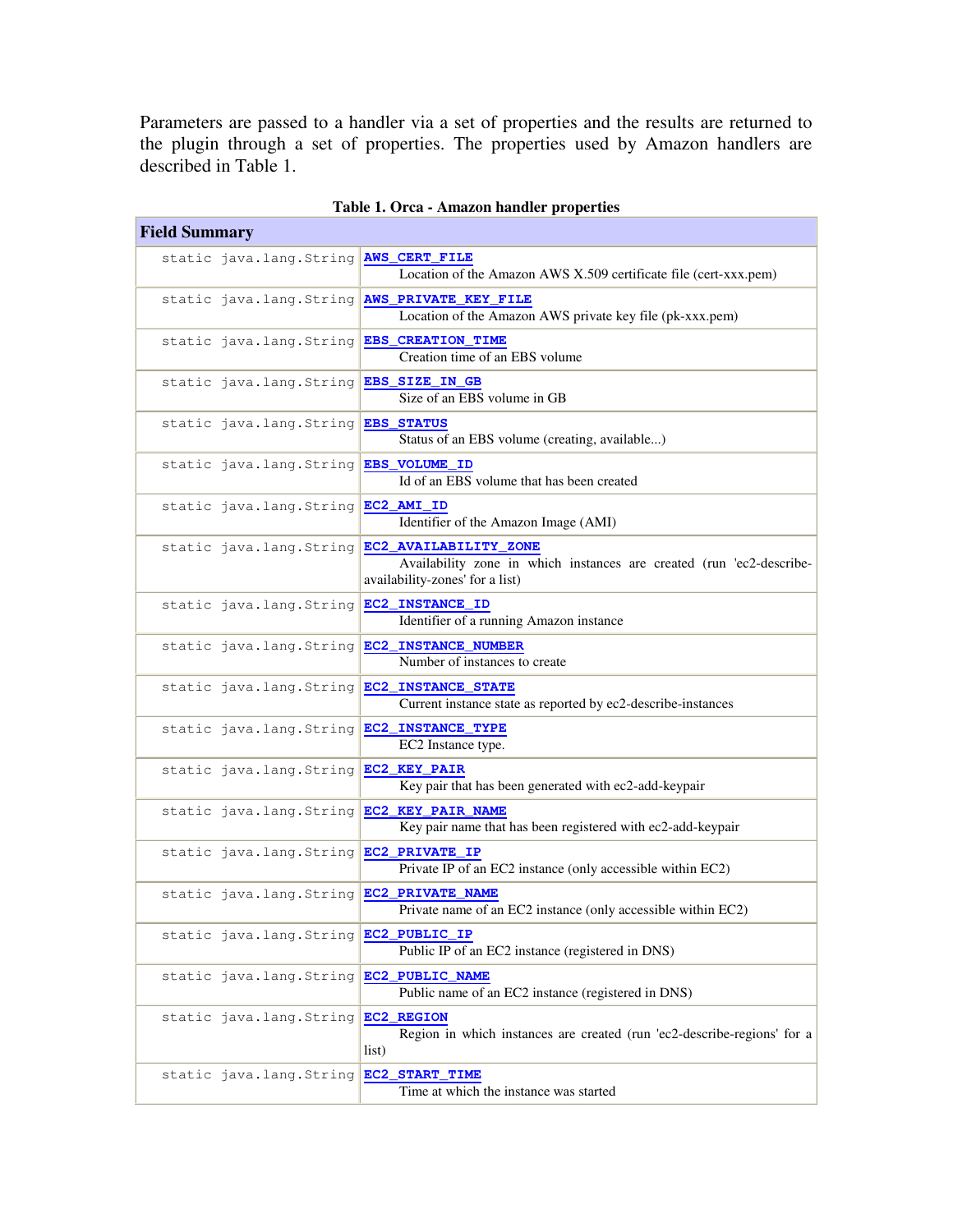Parameters are passed to a handler via a set of properties and the results are returned to the plugin through a set of properties. The properties used by Amazon handlers are described in Table 1.

**Table 1. Orca - Amazon handler properties**

| **Field Summary** | |
|---|---|
| static java.lang.String | **AWS_CERT_FILE** Location of the Amazon AWS X.509 certificate file (cert-xxx.pem) |
| static java.lang.String | **AWS_PRIVATE_KEY_FILE** Location of the Amazon AWS private key file (pk-xxx.pem) |
| static java.lang.String | **EBS_CREATION_TIME** Creation time of an EBS volume |
| static java.lang.String | **EBS_SIZE_IN_GB** Size of an EBS volume in GB |
| static java.lang.String | **EBS_STATUS** Status of an EBS volume (creating, available...) |
| static java.lang.String | **EBS_VOLUME_ID** Id of an EBS volume that has been created |
| static java.lang.String | **EC2_AMI_ID** Identifier of the Amazon Image (AMI) |
| static java.lang.String | **EC2_AVAILABILITY_ZONE** Availability zone in which instances are created (run 'ec2-describe-availability-zones' for a list) |
| static java.lang.String | **EC2_INSTANCE_ID** Identifier of a running Amazon instance |
| static java.lang.String | **EC2_INSTANCE_NUMBER** Number of instances to create |
| static java.lang.String | **EC2_INSTANCE_STATE** Current instance state as reported by ec2-describe-instances |
| static java.lang.String | **EC2_INSTANCE_TYPE** EC2 Instance type. |
| static java.lang.String | **EC2_KEY_PAIR** Key pair that has been generated with ec2-add-keypair |
| static java.lang.String | **EC2_KEY_PAIR_NAME** Key pair name that has been registered with ec2-add-keypair |
| static java.lang.String | **EC2_PRIVATE_IP** Private IP of an EC2 instance (only accessible within EC2) |
| static java.lang.String | **EC2_PRIVATE_NAME** Private name of an EC2 instance (only accessible within EC2) |
| static java.lang.String | **EC2_PUBLIC_IP** Public IP of an EC2 instance (registered in DNS) |
| static java.lang.String | **EC2_PUBLIC_NAME** Public name of an EC2 instance (registered in DNS) |
| static java.lang.String | **EC2_REGION** Region in which instances are created (run 'ec2-describe-regions' for a list) |
| static java.lang.String | **EC2_START_TIME** Time at which the instance was started |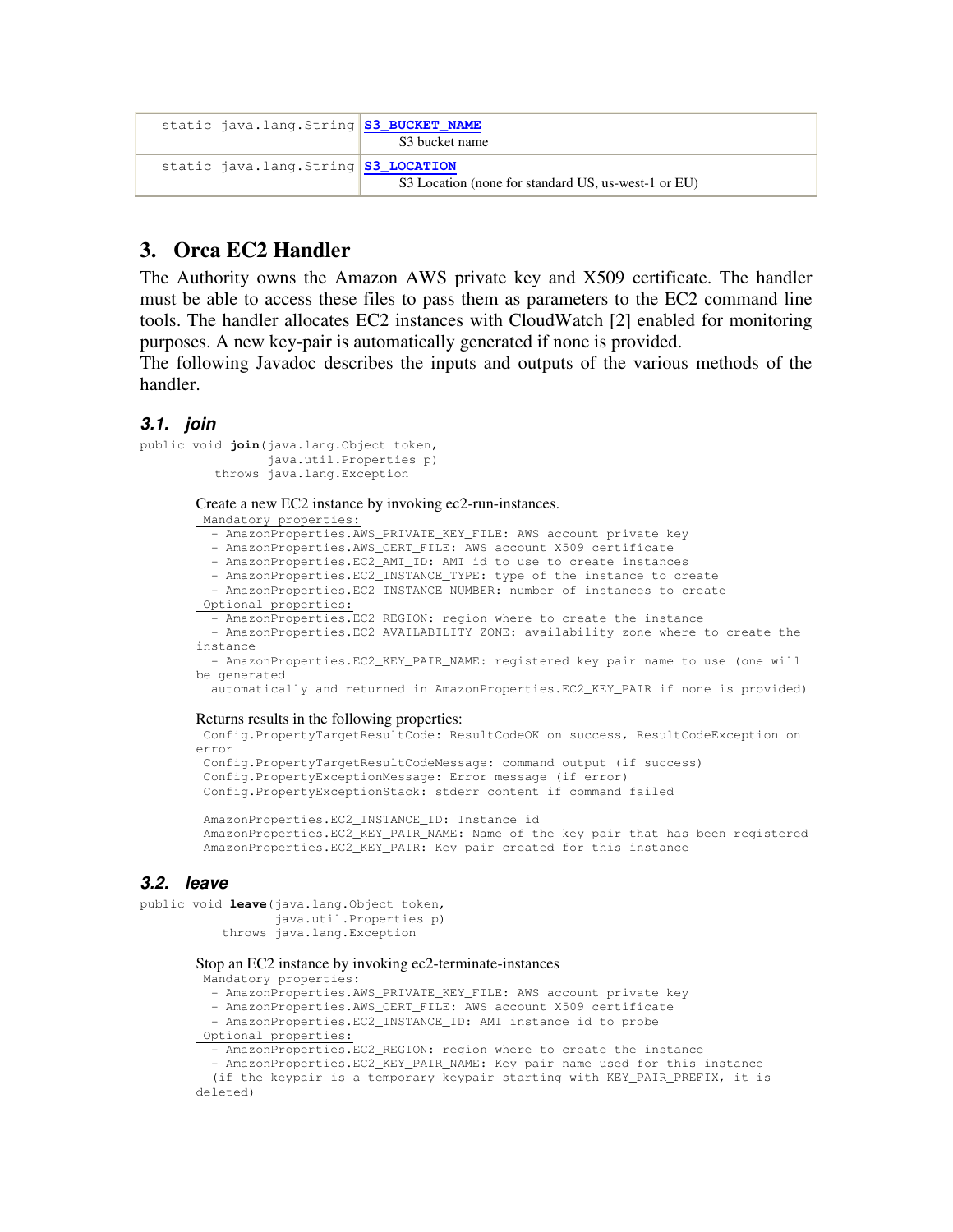| | |
|---|---|
| static java.lang.String | **S3_BUCKET_NAME** S3 bucket name |
| static java.lang.String | **S3_LOCATION** S3 Location (none for standard US, us-west-1 or EU) |

## 3. Orca EC2 Handler

The Authority owns the Amazon AWS private key and X509 certificate. The handler must be able to access these files to pass them as parameters to the EC2 command line tools. The handler allocates EC2 instances with CloudWatch [2] enabled for monitoring purposes. A new key-pair is automatically generated if none is provided.
The following Javadoc describes the inputs and outputs of the various methods of the handler.

### 3.1. join

```
public void join(java.lang.Object token,
                 java.util.Properties p)
          throws java.lang.Exception
```

Create a new EC2 instance by invoking ec2-run-instances.

```
 Mandatory properties:
  - AmazonProperties.AWS_PRIVATE_KEY_FILE: AWS account private key
  - AmazonProperties.AWS_CERT_FILE: AWS account X509 certificate
  - AmazonProperties.EC2_AMI_ID: AMI id to use to create instances
  - AmazonProperties.EC2_INSTANCE_TYPE: type of the instance to create
  - AmazonProperties.EC2_INSTANCE_NUMBER: number of instances to create
 Optional properties:
  - AmazonProperties.EC2_REGION: region where to create the instance
  - AmazonProperties.EC2_AVAILABILITY_ZONE: availability zone where to create the
instance
  - AmazonProperties.EC2_KEY_PAIR_NAME: registered key pair name to use (one will
be generated
  automatically and returned in AmazonProperties.EC2_KEY_PAIR if none is provided)
```

Returns results in the following properties:

```
 Config.PropertyTargetResultCode: ResultCodeOK on success, ResultCodeException on
error
 Config.PropertyTargetResultCodeMessage: command output (if success)
 Config.PropertyExceptionMessage: Error message (if error)
 Config.PropertyExceptionStack: stderr content if command failed

 AmazonProperties.EC2_INSTANCE_ID: Instance id
 AmazonProperties.EC2_KEY_PAIR_NAME: Name of the key pair that has been registered
 AmazonProperties.EC2_KEY_PAIR: Key pair created for this instance
```

### 3.2. leave

```
public void leave(java.lang.Object token,
                  java.util.Properties p)
           throws java.lang.Exception
```

Stop an EC2 instance by invoking ec2-terminate-instances

```
 Mandatory properties:
  - AmazonProperties.AWS_PRIVATE_KEY_FILE: AWS account private key
  - AmazonProperties.AWS_CERT_FILE: AWS account X509 certificate
  - AmazonProperties.EC2_INSTANCE_ID: AMI instance id to probe
 Optional properties:
  - AmazonProperties.EC2_REGION: region where to create the instance
  - AmazonProperties.EC2_KEY_PAIR_NAME: Key pair name used for this instance
  (if the keypair is a temporary keypair starting with KEY_PAIR_PREFIX, it is
deleted)
```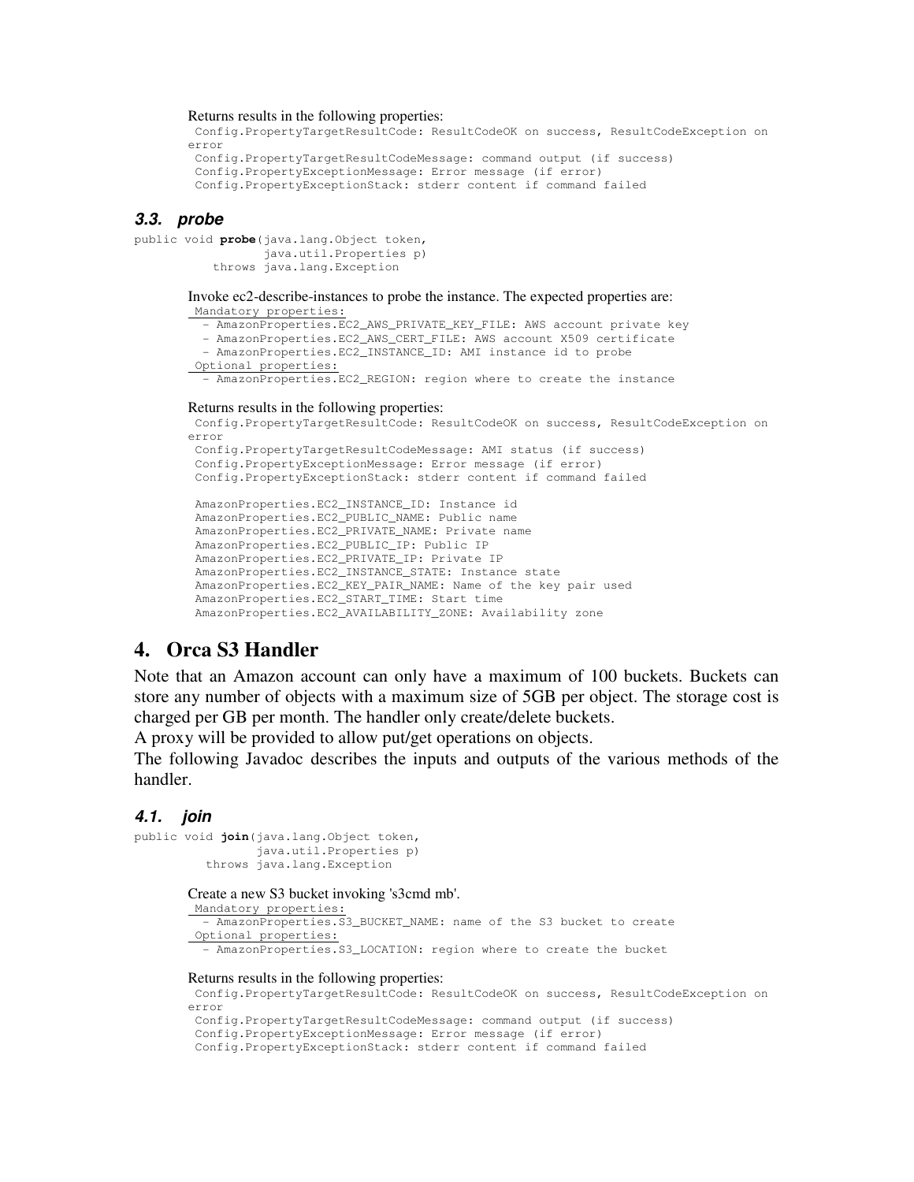Returns results in the following properties:

```
 Config.PropertyTargetResultCode: ResultCodeOK on success, ResultCodeException on
error
 Config.PropertyTargetResultCodeMessage: command output (if success)
 Config.PropertyExceptionMessage: Error message (if error)
 Config.PropertyExceptionStack: stderr content if command failed
```

### *3.3. probe*

```
public void probe(java.lang.Object token,
                  java.util.Properties p)
           throws java.lang.Exception
```

Invoke ec2-describe-instances to probe the instance. The expected properties are:

```
 Mandatory properties:
   - AmazonProperties.EC2_AWS_PRIVATE_KEY_FILE: AWS account private key
   - AmazonProperties.EC2_AWS_CERT_FILE: AWS account X509 certificate
   - AmazonProperties.EC2_INSTANCE_ID: AMI instance id to probe
 Optional properties:
   - AmazonProperties.EC2_REGION: region where to create the instance
```

Returns results in the following properties:

```
 Config.PropertyTargetResultCode: ResultCodeOK on success, ResultCodeException on
error
 Config.PropertyTargetResultCodeMessage: AMI status (if success)
 Config.PropertyExceptionMessage: Error message (if error)
 Config.PropertyExceptionStack: stderr content if command failed

 AmazonProperties.EC2_INSTANCE_ID: Instance id
 AmazonProperties.EC2_PUBLIC_NAME: Public name
 AmazonProperties.EC2_PRIVATE_NAME: Private name
 AmazonProperties.EC2_PUBLIC_IP: Public IP
 AmazonProperties.EC2_PRIVATE_IP: Private IP
 AmazonProperties.EC2_INSTANCE_STATE: Instance state
 AmazonProperties.EC2_KEY_PAIR_NAME: Name of the key pair used
 AmazonProperties.EC2_START_TIME: Start time
 AmazonProperties.EC2_AVAILABILITY_ZONE: Availability zone
```

## 4. Orca S3 Handler

Note that an Amazon account can only have a maximum of 100 buckets. Buckets can store any number of objects with a maximum size of 5GB per object. The storage cost is charged per GB per month. The handler only create/delete buckets.

A proxy will be provided to allow put/get operations on objects.

The following Javadoc describes the inputs and outputs of the various methods of the handler.

### *4.1. join*

```
public void join(java.lang.Object token,
                 java.util.Properties p)
          throws java.lang.Exception
```

Create a new S3 bucket invoking 's3cmd mb'.

```
 Mandatory properties:
   - AmazonProperties.S3_BUCKET_NAME: name of the S3 bucket to create
 Optional properties:
   - AmazonProperties.S3_LOCATION: region where to create the bucket
```

Returns results in the following properties:

```
 Config.PropertyTargetResultCode: ResultCodeOK on success, ResultCodeException on
error
 Config.PropertyTargetResultCodeMessage: command output (if success)
 Config.PropertyExceptionMessage: Error message (if error)
 Config.PropertyExceptionStack: stderr content if command failed
```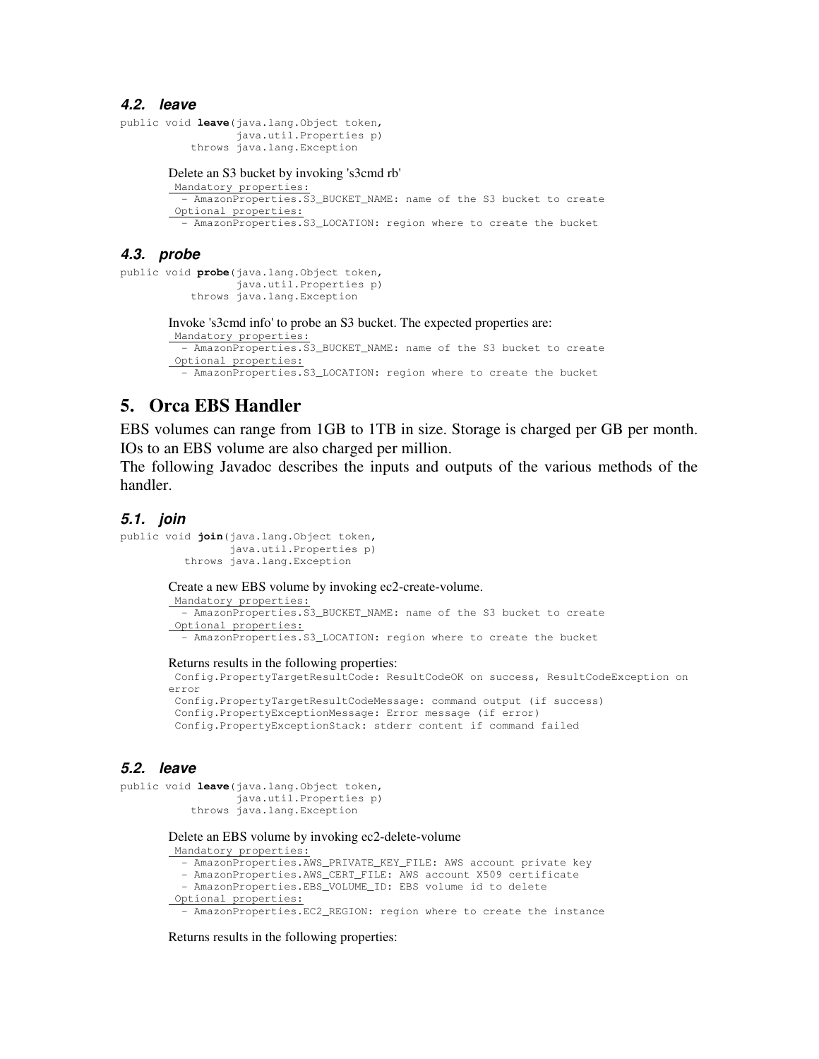### 4.2. leave

```
public void leave(java.lang.Object token,
                  java.util.Properties p)
           throws java.lang.Exception
```

Delete an S3 bucket by invoking 's3cmd rb'

```
 Mandatory properties:
  - AmazonProperties.S3_BUCKET_NAME: name of the S3 bucket to create
 Optional properties:
  - AmazonProperties.S3_LOCATION: region where to create the bucket
```

### 4.3. probe

```
public void probe(java.lang.Object token,
                  java.util.Properties p)
           throws java.lang.Exception
```

Invoke 's3cmd info' to probe an S3 bucket. The expected properties are:

```
 Mandatory properties:
  - AmazonProperties.S3_BUCKET_NAME: name of the S3 bucket to create
 Optional properties:
  - AmazonProperties.S3_LOCATION: region where to create the bucket
```

## 5. Orca EBS Handler

EBS volumes can range from 1GB to 1TB in size. Storage is charged per GB per month. IOs to an EBS volume are also charged per million.

The following Javadoc describes the inputs and outputs of the various methods of the handler.

### 5.1. join

```
public void join(java.lang.Object token,
                 java.util.Properties p)
          throws java.lang.Exception
```

Create a new EBS volume by invoking ec2-create-volume.

```
 Mandatory properties:
  - AmazonProperties.S3_BUCKET_NAME: name of the S3 bucket to create
 Optional properties:
  - AmazonProperties.S3_LOCATION: region where to create the bucket
```

Returns results in the following properties:

```
 Config.PropertyTargetResultCode: ResultCodeOK on success, ResultCodeException on
error
 Config.PropertyTargetResultCodeMessage: command output (if success)
 Config.PropertyExceptionMessage: Error message (if error)
 Config.PropertyExceptionStack: stderr content if command failed
```

### 5.2. leave

```
public void leave(java.lang.Object token,
                  java.util.Properties p)
           throws java.lang.Exception
```

Delete an EBS volume by invoking ec2-delete-volume

```
 Mandatory properties:
  - AmazonProperties.AWS_PRIVATE_KEY_FILE: AWS account private key
  - AmazonProperties.AWS_CERT_FILE: AWS account X509 certificate
  - AmazonProperties.EBS_VOLUME_ID: EBS volume id to delete
 Optional properties:
  - AmazonProperties.EC2_REGION: region where to create the instance
```

Returns results in the following properties: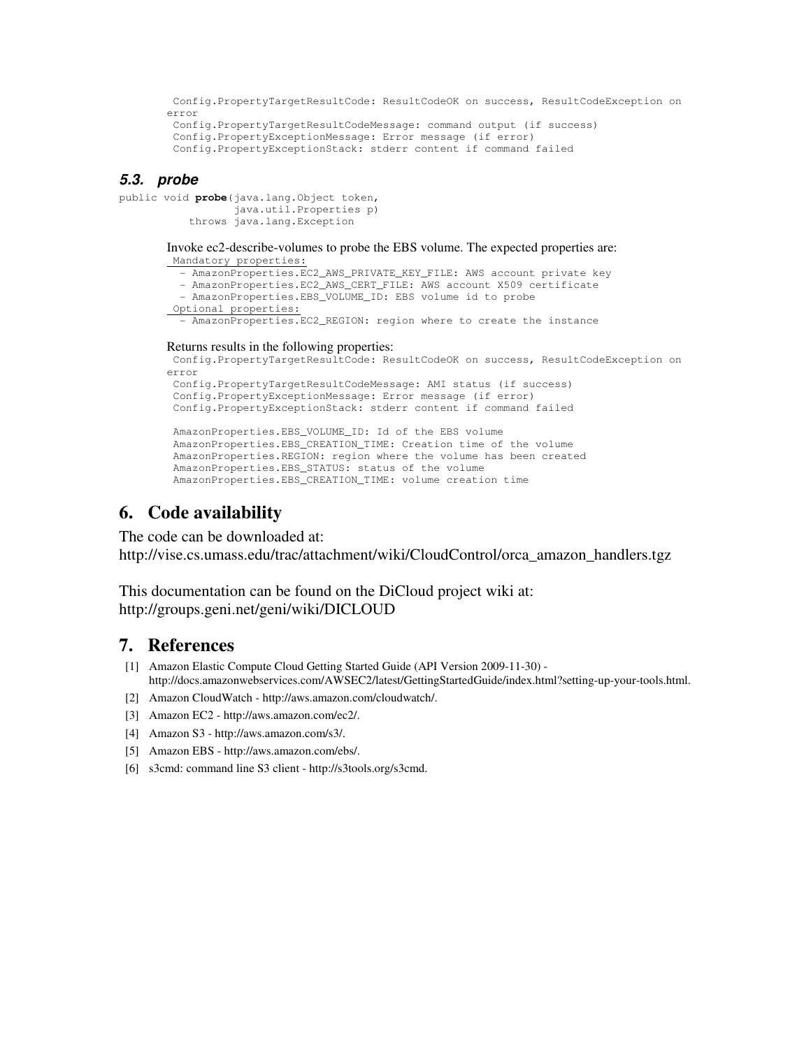```
 Config.PropertyTargetResultCode: ResultCodeOK on success, ResultCodeException on
error
 Config.PropertyTargetResultCodeMessage: command output (if success)
 Config.PropertyExceptionMessage: Error message (if error)
 Config.PropertyExceptionStack: stderr content if command failed
```

### *5.3. probe*

```
public void probe(java.lang.Object token,
                  java.util.Properties p)
           throws java.lang.Exception
```

Invoke ec2-describe-volumes to probe the EBS volume. The expected properties are:

```
 Mandatory properties:
   - AmazonProperties.EC2_AWS_PRIVATE_KEY_FILE: AWS account private key
   - AmazonProperties.EC2_AWS_CERT_FILE: AWS account X509 certificate
   - AmazonProperties.EBS_VOLUME_ID: EBS volume id to probe
 Optional properties:
   - AmazonProperties.EC2_REGION: region where to create the instance
```

Returns results in the following properties:

```
 Config.PropertyTargetResultCode: ResultCodeOK on success, ResultCodeException on
error
 Config.PropertyTargetResultCodeMessage: AMI status (if success)
 Config.PropertyExceptionMessage: Error message (if error)
 Config.PropertyExceptionStack: stderr content if command failed

 AmazonProperties.EBS_VOLUME_ID: Id of the EBS volume
 AmazonProperties.EBS_CREATION_TIME: Creation time of the volume
 AmazonProperties.REGION: region where the volume has been created
 AmazonProperties.EBS_STATUS: status of the volume
 AmazonProperties.EBS_CREATION_TIME: volume creation time
```

## 6. Code availability

The code can be downloaded at:
http://vise.cs.umass.edu/trac/attachment/wiki/CloudControl/orca_amazon_handlers.tgz

This documentation can be found on the DiCloud project wiki at:
http://groups.geni.net/geni/wiki/DICLOUD

## 7. References

[1] Amazon Elastic Compute Cloud Getting Started Guide (API Version 2009-11-30) - http://docs.amazonwebservices.com/AWSEC2/latest/GettingStartedGuide/index.html?setting-up-your-tools.html.

[2] Amazon CloudWatch - http://aws.amazon.com/cloudwatch/.

[3] Amazon EC2 - http://aws.amazon.com/ec2/.

[4] Amazon S3 - http://aws.amazon.com/s3/.

[5] Amazon EBS - http://aws.amazon.com/ebs/.

[6] s3cmd: command line S3 client - http://s3tools.org/s3cmd.